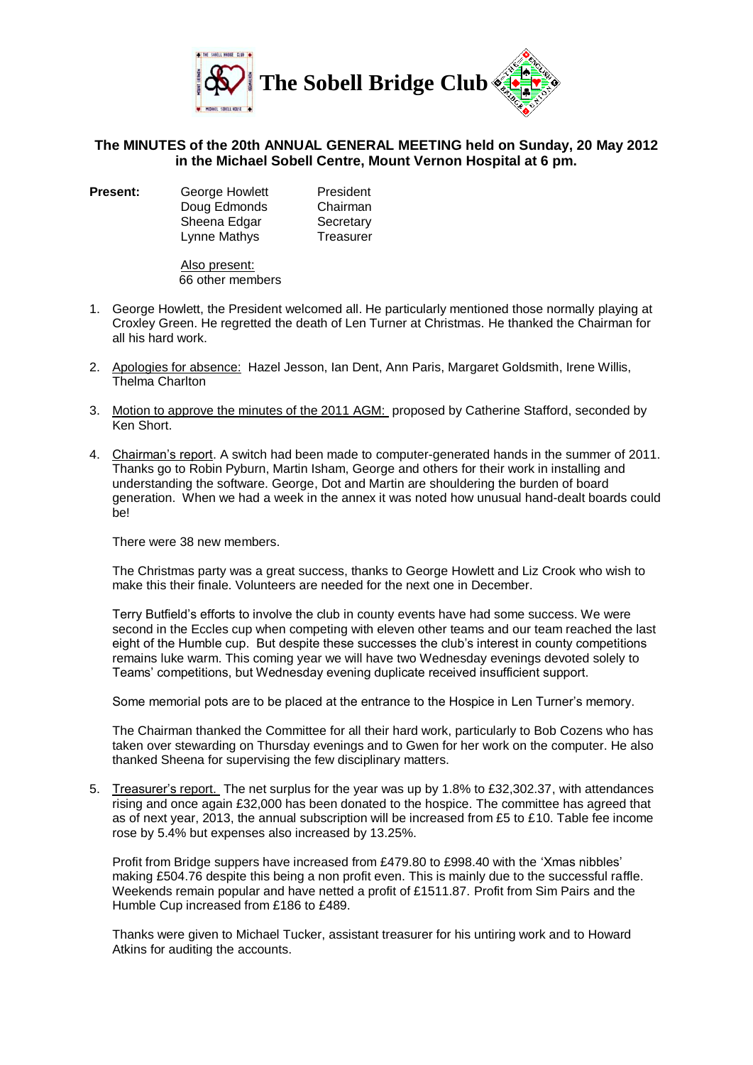# The Sobell Bridge Club

## The MINUTES of the 20th ANNUAL GENERAL MEETING held on Sunday, 20 May 2012 in the Michael Sobell Centre, Mount Vernon Hospital at 6 pm.

**Present:**

| | |
|---|---|
| George Howlett | President |
| Doug Edmonds | Chairman |
| Sheena Edgar | Secretary |
| Lynne Mathys | Treasurer |

Also present:
66 other members

1. George Howlett, the President welcomed all. He particularly mentioned those normally playing at Croxley Green. He regretted the death of Len Turner at Christmas. He thanked the Chairman for all his hard work.

2. Apologies for absence: Hazel Jesson, Ian Dent, Ann Paris, Margaret Goldsmith, Irene Willis, Thelma Charlton

3. Motion to approve the minutes of the 2011 AGM: proposed by Catherine Stafford, seconded by Ken Short.

4. Chairman's report. A switch had been made to computer-generated hands in the summer of 2011. Thanks go to Robin Pyburn, Martin Isham, George and others for their work in installing and understanding the software. George, Dot and Martin are shouldering the burden of board generation. When we had a week in the annex it was noted how unusual hand-dealt boards could be!

   There were 38 new members.

   The Christmas party was a great success, thanks to George Howlett and Liz Crook who wish to make this their finale. Volunteers are needed for the next one in December.

   Terry Butfield's efforts to involve the club in county events have had some success. We were second in the Eccles cup when competing with eleven other teams and our team reached the last eight of the Humble cup. But despite these successes the club's interest in county competitions remains luke warm. This coming year we will have two Wednesday evenings devoted solely to Teams' competitions, but Wednesday evening duplicate received insufficient support.

   Some memorial pots are to be placed at the entrance to the Hospice in Len Turner's memory.

   The Chairman thanked the Committee for all their hard work, particularly to Bob Cozens who has taken over stewarding on Thursday evenings and to Gwen for her work on the computer. He also thanked Sheena for supervising the few disciplinary matters.

5. Treasurer's report. The net surplus for the year was up by 1.8% to £32,302.37, with attendances rising and once again £32,000 has been donated to the hospice. The committee has agreed that as of next year, 2013, the annual subscription will be increased from £5 to £10. Table fee income rose by 5.4% but expenses also increased by 13.25%.

   Profit from Bridge suppers have increased from £479.80 to £998.40 with the 'Xmas nibbles' making £504.76 despite this being a non profit even. This is mainly due to the successful raffle. Weekends remain popular and have netted a profit of £1511.87. Profit from Sim Pairs and the Humble Cup increased from £186 to £489.

   Thanks were given to Michael Tucker, assistant treasurer for his untiring work and to Howard Atkins for auditing the accounts.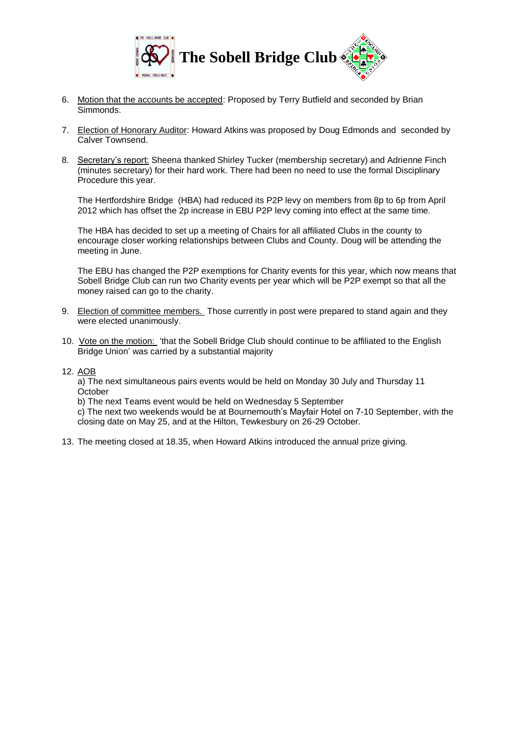**The Sobell Bridge Club**

6. Motion that the accounts be accepted: Proposed by Terry Butfield and seconded by Brian Simmonds.

7. Election of Honorary Auditor: Howard Atkins was proposed by Doug Edmonds and seconded by Calver Townsend.

8. Secretary's report: Sheena thanked Shirley Tucker (membership secretary) and Adrienne Finch (minutes secretary) for their hard work. There had been no need to use the formal Disciplinary Procedure this year.

   The Hertfordshire Bridge (HBA) had reduced its P2P levy on members from 8p to 6p from April 2012 which has offset the 2p increase in EBU P2P levy coming into effect at the same time.

   The HBA has decided to set up a meeting of Chairs for all affiliated Clubs in the county to encourage closer working relationships between Clubs and County. Doug will be attending the meeting in June.

   The EBU has changed the P2P exemptions for Charity events for this year, which now means that Sobell Bridge Club can run two Charity events per year which will be P2P exempt so that all the money raised can go to the charity.

9. Election of committee members. Those currently in post were prepared to stand again and they were elected unanimously.

10. Vote on the motion: 'that the Sobell Bridge Club should continue to be affiliated to the English Bridge Union' was carried by a substantial majority

12. AOB

    a) The next simultaneous pairs events would be held on Monday 30 July and Thursday 11 October
    b) The next Teams event would be held on Wednesday 5 September
    c) The next two weekends would be at Bournemouth's Mayfair Hotel on 7-10 September, with the closing date on May 25, and at the Hilton, Tewkesbury on 26-29 October.

13. The meeting closed at 18.35, when Howard Atkins introduced the annual prize giving.